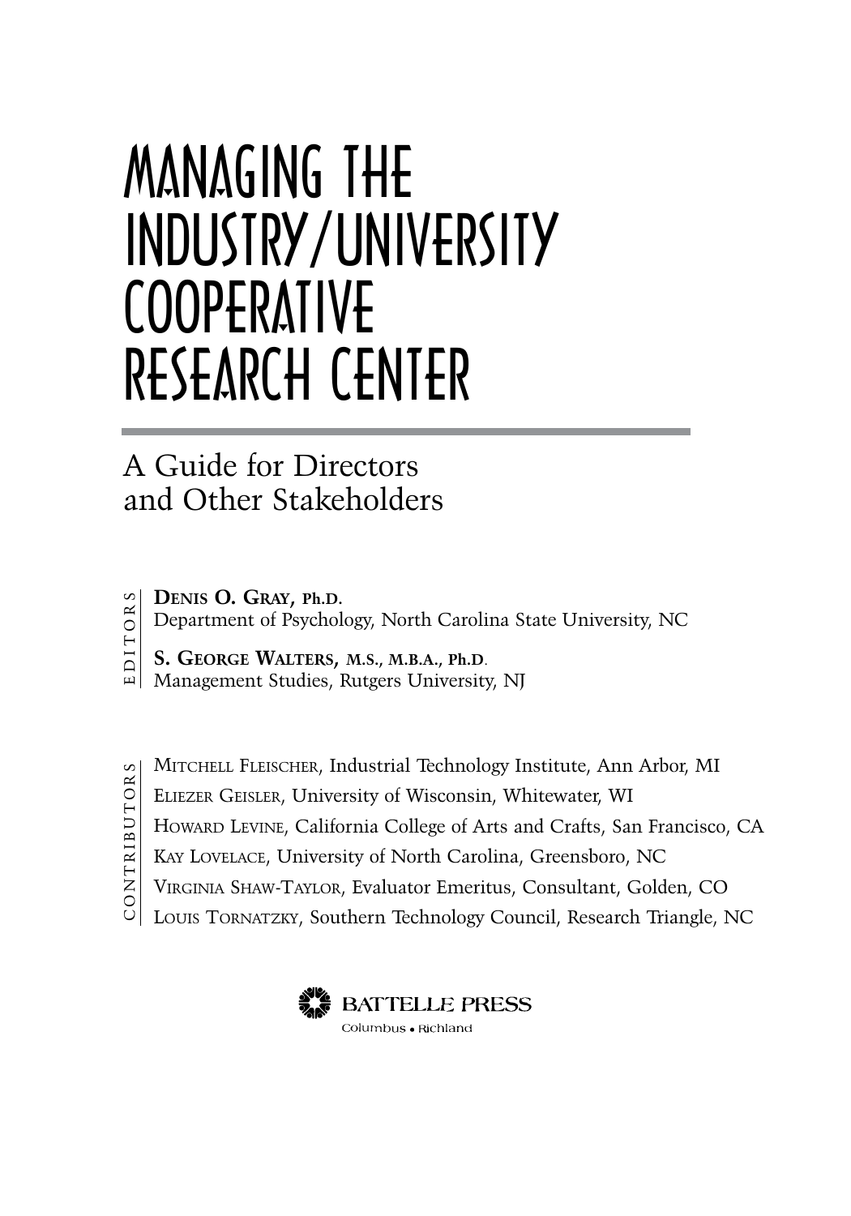# MANAGING THE INDUSTRY/UNIVERSITY COOPERATIVE RESEARCH CENTER

## A Guide for Directors and Other Stakeholders

EDITORS

**DENIS O. GRAY, Ph.D.**
Department of Psychology, North Carolina State University, NC

**S. GEORGE WALTERS, M.S., M.B.A., Ph.D.**
Management Studies, Rutgers University, NJ

CONTRIBUTORS

MITCHELL FLEISCHER, Industrial Technology Institute, Ann Arbor, MI
ELIEZER GEISLER, University of Wisconsin, Whitewater, WI
HOWARD LEVINE, California College of Arts and Crafts, San Francisco, CA
KAY LOVELACE, University of North Carolina, Greensboro, NC
VIRGINIA SHAW-TAYLOR, Evaluator Emeritus, Consultant, Golden, CO
LOUIS TORNATZKY, Southern Technology Council, Research Triangle, NC

BATTELLE PRESS
Columbus • Richland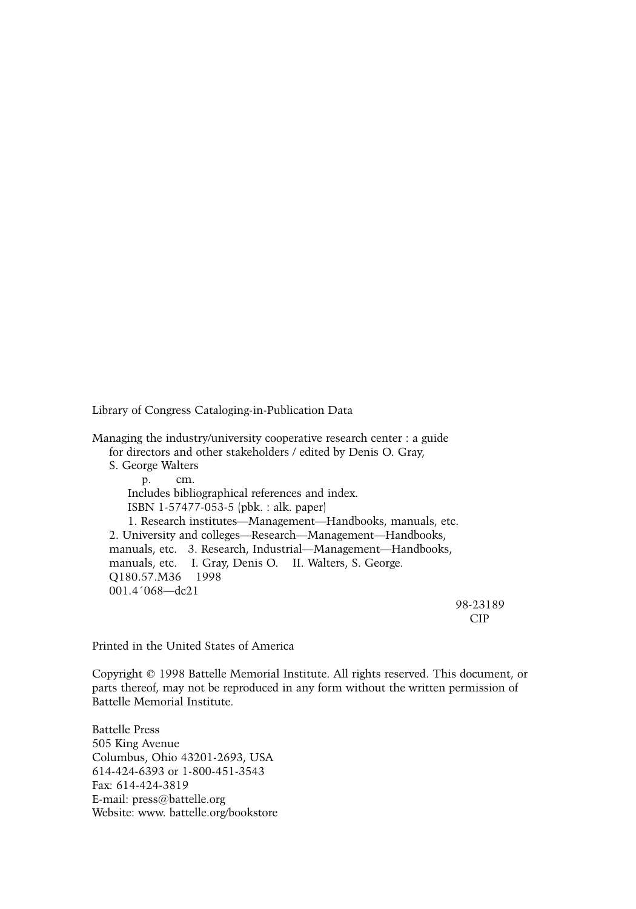Library of Congress Cataloging-in-Publication Data

Managing the industry/university cooperative research center : a guide
for directors and other stakeholders / edited by Denis O. Gray,
S. George Walters

p. cm.

Includes bibliographical references and index.

ISBN 1-57477-053-5 (pbk. : alk. paper)

1. Research institutes—Management—Handbooks, manuals, etc.
2. University and colleges—Research—Management—Handbooks,
manuals, etc. 3. Research, Industrial—Management—Handbooks,
manuals, etc. I. Gray, Denis O. II. Walters, S. George.
Q180.57.M36 1998
001.4´068—dc21

98-23189
CIP

Printed in the United States of America

Copyright © 1998 Battelle Memorial Institute. All rights reserved. This document, or parts thereof, may not be reproduced in any form without the written permission of Battelle Memorial Institute.

Battelle Press
505 King Avenue
Columbus, Ohio 43201-2693, USA
614-424-6393 or 1-800-451-3543
Fax: 614-424-3819
E-mail: press@battelle.org
Website: www. battelle.org/bookstore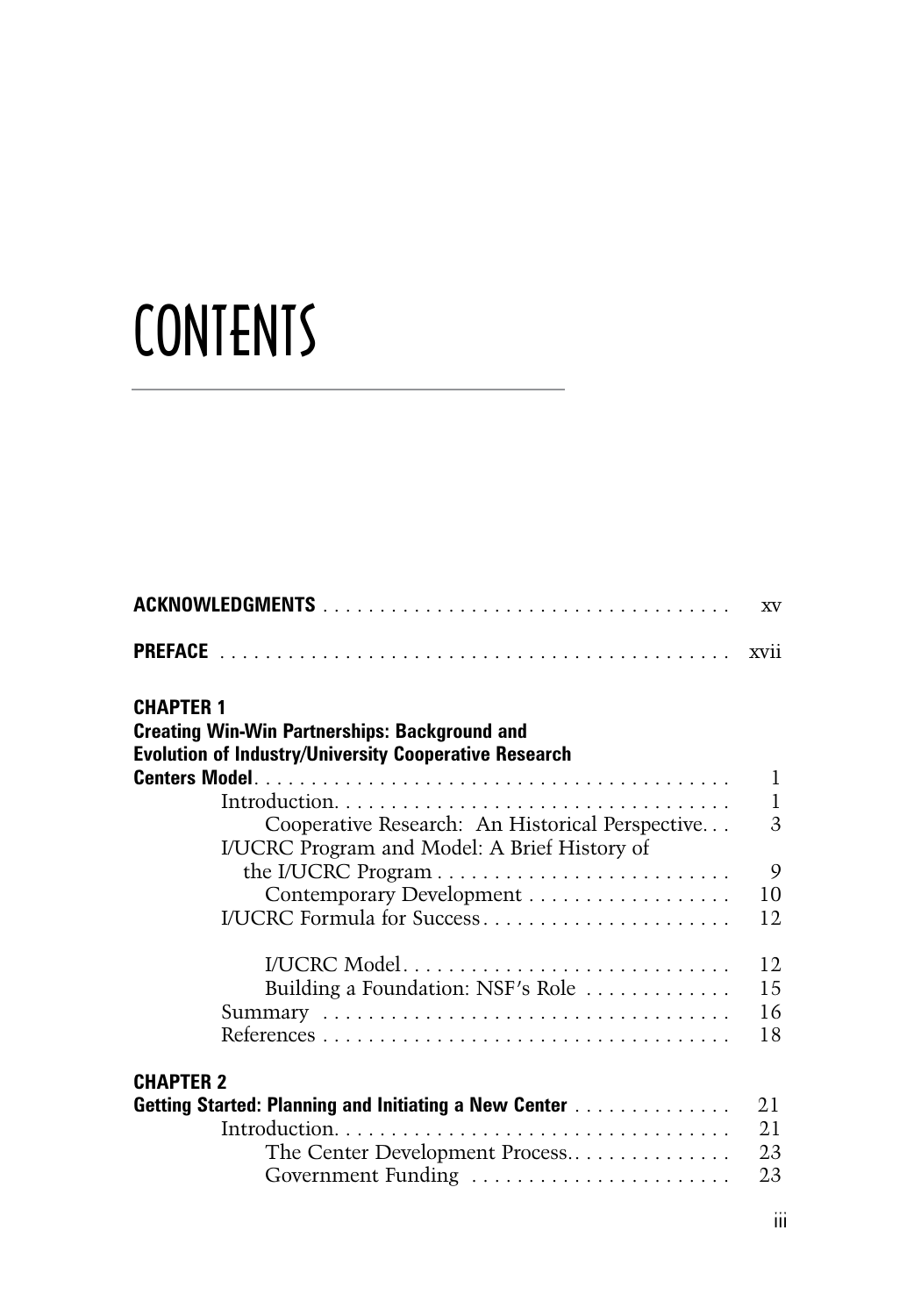# CONTENTS

**ACKNOWLEDGMENTS** . . . . . . . . . . . . . . . . . . . . . . . . . . . . . . . . . . . xv

**PREFACE** . . . . . . . . . . . . . . . . . . . . . . . . . . . . . . . . . . . . . . . . . . . . xvii

**CHAPTER 1**
**Creating Win-Win Partnerships: Background and Evolution of Industry/University Cooperative Research Centers Model** . . . . . . . . . . . . . . . . . . . . . . . . . . . . . . . . . . . . . . . . . 1

- Introduction . . . . . . . . . . . . . . . . . . . . . . . . . . . . . . . . . . . 1
  - Cooperative Research: An Historical Perspective . . . 3
- I/UCRC Program and Model: A Brief History of the I/UCRC Program . . . . . . . . . . . . . . . . . . . . . . . . . . 9
  - Contemporary Development . . . . . . . . . . . . . . . . . . 10
- I/UCRC Formula for Success . . . . . . . . . . . . . . . . . . . . . . 12
  - I/UCRC Model . . . . . . . . . . . . . . . . . . . . . . . . . . . . . 12
  - Building a Foundation: NSF's Role . . . . . . . . . . . . . 15
- Summary . . . . . . . . . . . . . . . . . . . . . . . . . . . . . . . . . . . . 16
- References . . . . . . . . . . . . . . . . . . . . . . . . . . . . . . . . . . . 18

**CHAPTER 2**
**Getting Started: Planning and Initiating a New Center** . . . . . . . . . . . . . . 21

- Introduction . . . . . . . . . . . . . . . . . . . . . . . . . . . . . . . . . . . 21
  - The Center Development Process . . . . . . . . . . . . . . . 23
  - Government Funding . . . . . . . . . . . . . . . . . . . . . . . 23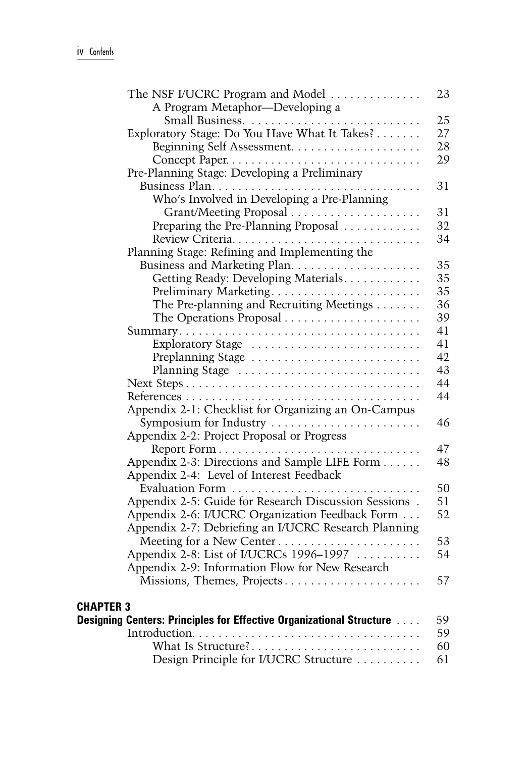The NSF I/UCRC Program and Model . . . . . . . . . . . . . . 23
- A Program Metaphor—Developing a Small Business. . . . . . . . . . . . . . . . . . . . . . . . . . . 25

Exploratory Stage: Do You Have What It Takes? . . . . . . . 27
- Beginning Self Assessment. . . . . . . . . . . . . . . . . . . . 28
- Concept Paper. . . . . . . . . . . . . . . . . . . . . . . . . . . . . 29

Pre-Planning Stage: Developing a Preliminary Business Plan. . . . . . . . . . . . . . . . . . . . . . . . . . . . . . . . 31
- Who's Involved in Developing a Pre-Planning Grant/Meeting Proposal . . . . . . . . . . . . . . . . . . . . 31
- Preparing the Pre-Planning Proposal . . . . . . . . . . . . 32
- Review Criteria. . . . . . . . . . . . . . . . . . . . . . . . . . . . . 34

Planning Stage: Refining and Implementing the Business and Marketing Plan. . . . . . . . . . . . . . . . . . . . 35
- Getting Ready: Developing Materials. . . . . . . . . . . . 35
- Preliminary Marketing. . . . . . . . . . . . . . . . . . . . . . . 35
- The Pre-planning and Recruiting Meetings . . . . . . . 36
- The Operations Proposal . . . . . . . . . . . . . . . . . . . . . 39

Summary. . . . . . . . . . . . . . . . . . . . . . . . . . . . . . . . . . . . . 41
- Exploratory Stage . . . . . . . . . . . . . . . . . . . . . . . . . . 41
- Preplanning Stage . . . . . . . . . . . . . . . . . . . . . . . . . . 42
- Planning Stage . . . . . . . . . . . . . . . . . . . . . . . . . . . . 43

Next Steps . . . . . . . . . . . . . . . . . . . . . . . . . . . . . . . . . . . 44

References . . . . . . . . . . . . . . . . . . . . . . . . . . . . . . . . . . . 44

Appendix 2-1: Checklist for Organizing an On-Campus Symposium for Industry . . . . . . . . . . . . . . . . . . . . . . . 46

Appendix 2-2: Project Proposal or Progress Report Form . . . . . . . . . . . . . . . . . . . . . . . . . . . . . . . 47

Appendix 2-3: Directions and Sample LIFE Form . . . . . . 48

Appendix 2-4: Level of Interest Feedback Evaluation Form . . . . . . . . . . . . . . . . . . . . . . . . . . . . . 50

Appendix 2-5: Guide for Research Discussion Sessions . 51

Appendix 2-6: I/UCRC Organization Feedback Form . . . 52

Appendix 2-7: Debriefing an I/UCRC Research Planning Meeting for a New Center . . . . . . . . . . . . . . . . . . . . . . 53

Appendix 2-8: List of I/UCRCs 1996–1997 . . . . . . . . . . 54

Appendix 2-9: Information Flow for New Research Missions, Themes, Projects . . . . . . . . . . . . . . . . . . . . . 57

## CHAPTER 3

**Designing Centers: Principles for Effective Organizational Structure . . . . 59**

Introduction. . . . . . . . . . . . . . . . . . . . . . . . . . . . . . . . . . . 59
- What Is Structure?. . . . . . . . . . . . . . . . . . . . . . . . . . 60
- Design Principle for I/UCRC Structure . . . . . . . . . . 61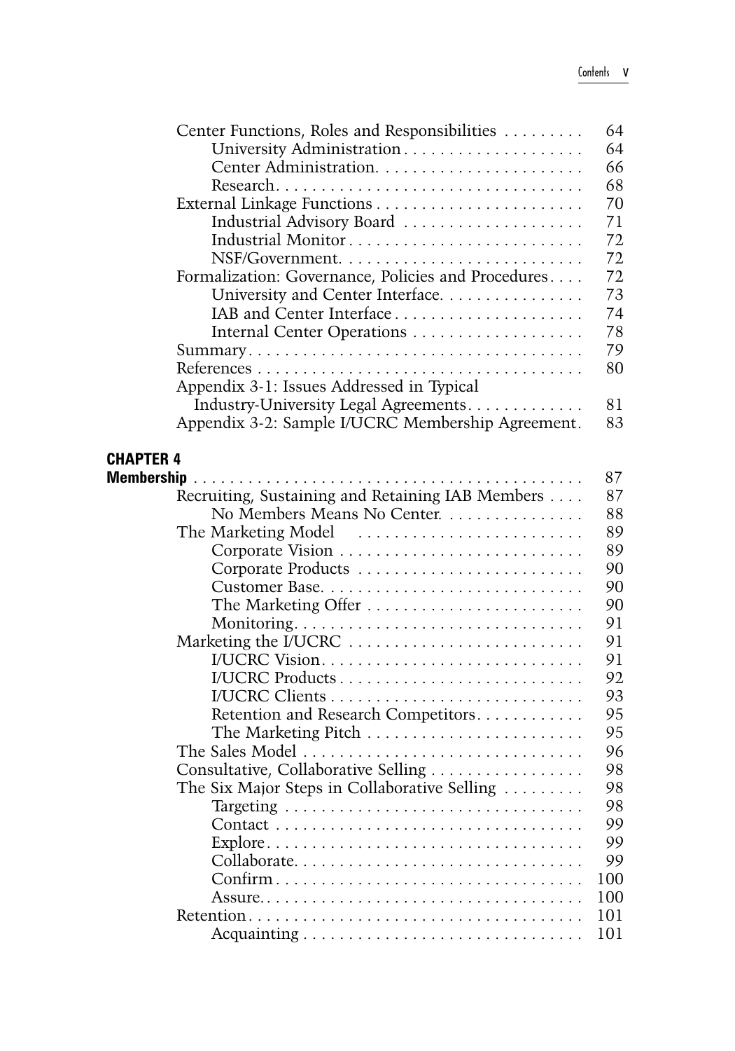Center Functions, Roles and Responsibilities . . . . . . . . . 64

- University Administration . . . . . . . . . . . . . . . . . . . . 64
- Center Administration. . . . . . . . . . . . . . . . . . . . . . . 66
- Research. . . . . . . . . . . . . . . . . . . . . . . . . . . . . . . . . . 68

External Linkage Functions . . . . . . . . . . . . . . . . . . . . . . . 70

- Industrial Advisory Board . . . . . . . . . . . . . . . . . . . . 71
- Industrial Monitor . . . . . . . . . . . . . . . . . . . . . . . . . . 72
- NSF/Government. . . . . . . . . . . . . . . . . . . . . . . . . . . 72

Formalization: Governance, Policies and Procedures . . . . 72

- University and Center Interface. . . . . . . . . . . . . . . . 73
- IAB and Center Interface . . . . . . . . . . . . . . . . . . . . . 74
- Internal Center Operations . . . . . . . . . . . . . . . . . . . 78

Summary . . . . . . . . . . . . . . . . . . . . . . . . . . . . . . . . . . . . 79

References . . . . . . . . . . . . . . . . . . . . . . . . . . . . . . . . . . . 80

Appendix 3-1: Issues Addressed in Typical Industry-University Legal Agreements. . . . . . . . . . . . . 81

Appendix 3-2: Sample I/UCRC Membership Agreement. 83

## CHAPTER 4

**Membership** . . . . . . . . . . . . . . . . . . . . . . . . . . . . . . . . . . . . . . . . 87

Recruiting, Sustaining and Retaining IAB Members . . . . 87

- No Members Means No Center. . . . . . . . . . . . . . . 88

The Marketing Model . . . . . . . . . . . . . . . . . . . . . . . . 89

- Corporate Vision . . . . . . . . . . . . . . . . . . . . . . . . . . 89
- Corporate Products . . . . . . . . . . . . . . . . . . . . . . . . 90
- Customer Base. . . . . . . . . . . . . . . . . . . . . . . . . . . . 90
- The Marketing Offer . . . . . . . . . . . . . . . . . . . . . . . 90
- Monitoring. . . . . . . . . . . . . . . . . . . . . . . . . . . . . . . 91

Marketing the I/UCRC . . . . . . . . . . . . . . . . . . . . . . . . . 91

- I/UCRC Vision. . . . . . . . . . . . . . . . . . . . . . . . . . . . 91
- I/UCRC Products . . . . . . . . . . . . . . . . . . . . . . . . . . 92
- I/UCRC Clients . . . . . . . . . . . . . . . . . . . . . . . . . . . 93
- Retention and Research Competitors. . . . . . . . . . . . 95
- The Marketing Pitch . . . . . . . . . . . . . . . . . . . . . . . . 95

The Sales Model . . . . . . . . . . . . . . . . . . . . . . . . . . . . . . 96

Consultative, Collaborative Selling . . . . . . . . . . . . . . . . 98

The Six Major Steps in Collaborative Selling . . . . . . . . . 98

- Targeting . . . . . . . . . . . . . . . . . . . . . . . . . . . . . . . . 98
- Contact . . . . . . . . . . . . . . . . . . . . . . . . . . . . . . . . . 99
- Explore. . . . . . . . . . . . . . . . . . . . . . . . . . . . . . . . . . 99
- Collaborate. . . . . . . . . . . . . . . . . . . . . . . . . . . . . . . 99
- Confirm . . . . . . . . . . . . . . . . . . . . . . . . . . . . . . . . . 100
- Assure. . . . . . . . . . . . . . . . . . . . . . . . . . . . . . . . . . . 100

Retention. . . . . . . . . . . . . . . . . . . . . . . . . . . . . . . . . . . . 101

- Acquainting . . . . . . . . . . . . . . . . . . . . . . . . . . . . . . 101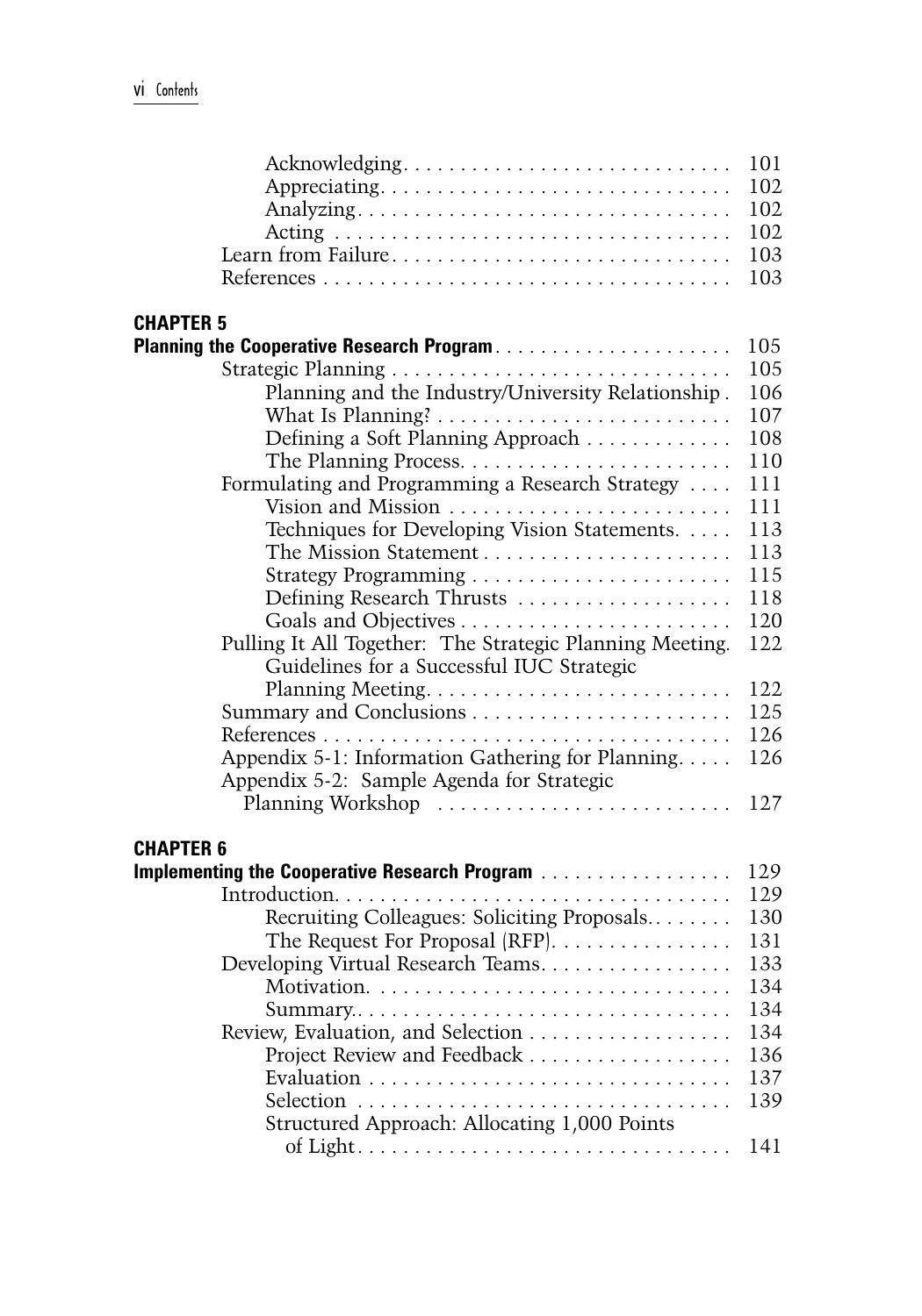Acknowledging . . . . . . . . . . . . . . . . . . . . . . . . . . . . 101
Appreciating . . . . . . . . . . . . . . . . . . . . . . . . . . . . 102
Analyzing . . . . . . . . . . . . . . . . . . . . . . . . . . . . 102
Acting . . . . . . . . . . . . . . . . . . . . . . . . . . . . 102
Learn from Failure . . . . . . . . . . . . . . . . . . . . . . . . . . . . 103
References . . . . . . . . . . . . . . . . . . . . . . . . . . . . 103

**CHAPTER 5**

**Planning the Cooperative Research Program** . . . . . . . . . . . . . . . . . . . . 105

Strategic Planning . . . . . . . . . . . . . . . . . . . . . . . . . . . . 105
Planning and the Industry/University Relationship . 106
What Is Planning? . . . . . . . . . . . . . . . . . . . . . . . . . 107
Defining a Soft Planning Approach . . . . . . . . . . . . . 108
The Planning Process. . . . . . . . . . . . . . . . . . . . . . . . 110
Formulating and Programming a Research Strategy . . . . 111
Vision and Mission . . . . . . . . . . . . . . . . . . . . . . . . 111
Techniques for Developing Vision Statements. . . . . 113
The Mission Statement . . . . . . . . . . . . . . . . . . . . . . 113
Strategy Programming . . . . . . . . . . . . . . . . . . . . . . . 115
Defining Research Thrusts . . . . . . . . . . . . . . . . . . . 118
Goals and Objectives . . . . . . . . . . . . . . . . . . . . . . . . 120
Pulling It All Together: The Strategic Planning Meeting. 122
Guidelines for a Successful IUC Strategic Planning Meeting. . . . . . . . . . . . . . . . . . . . . . . . . . . 122
Summary and Conclusions . . . . . . . . . . . . . . . . . . . . . . . 125
References . . . . . . . . . . . . . . . . . . . . . . . . . . . . 126
Appendix 5-1: Information Gathering for Planning. . . . . 126
Appendix 5-2: Sample Agenda for Strategic Planning Workshop . . . . . . . . . . . . . . . . . . . . . . . . . 127

**CHAPTER 6**

**Implementing the Cooperative Research Program** . . . . . . . . . . . . . . . . . 129

Introduction. . . . . . . . . . . . . . . . . . . . . . . . . . . . 129
Recruiting Colleagues: Soliciting Proposals. . . . . . . . 130
The Request For Proposal (RFP). . . . . . . . . . . . . . . . 131
Developing Virtual Research Teams. . . . . . . . . . . . . . . . . 133
Motivation. . . . . . . . . . . . . . . . . . . . . . . . . . . . 134
Summary. . . . . . . . . . . . . . . . . . . . . . . . . . . . 134
Review, Evaluation, and Selection . . . . . . . . . . . . . . . . . . 134
Project Review and Feedback . . . . . . . . . . . . . . . . . . 136
Evaluation . . . . . . . . . . . . . . . . . . . . . . . . . . . . 137
Selection . . . . . . . . . . . . . . . . . . . . . . . . . . . . 139
Structured Approach: Allocating 1,000 Points of Light . . . . . . . . . . . . . . . . . . . . . . . . . . . . 141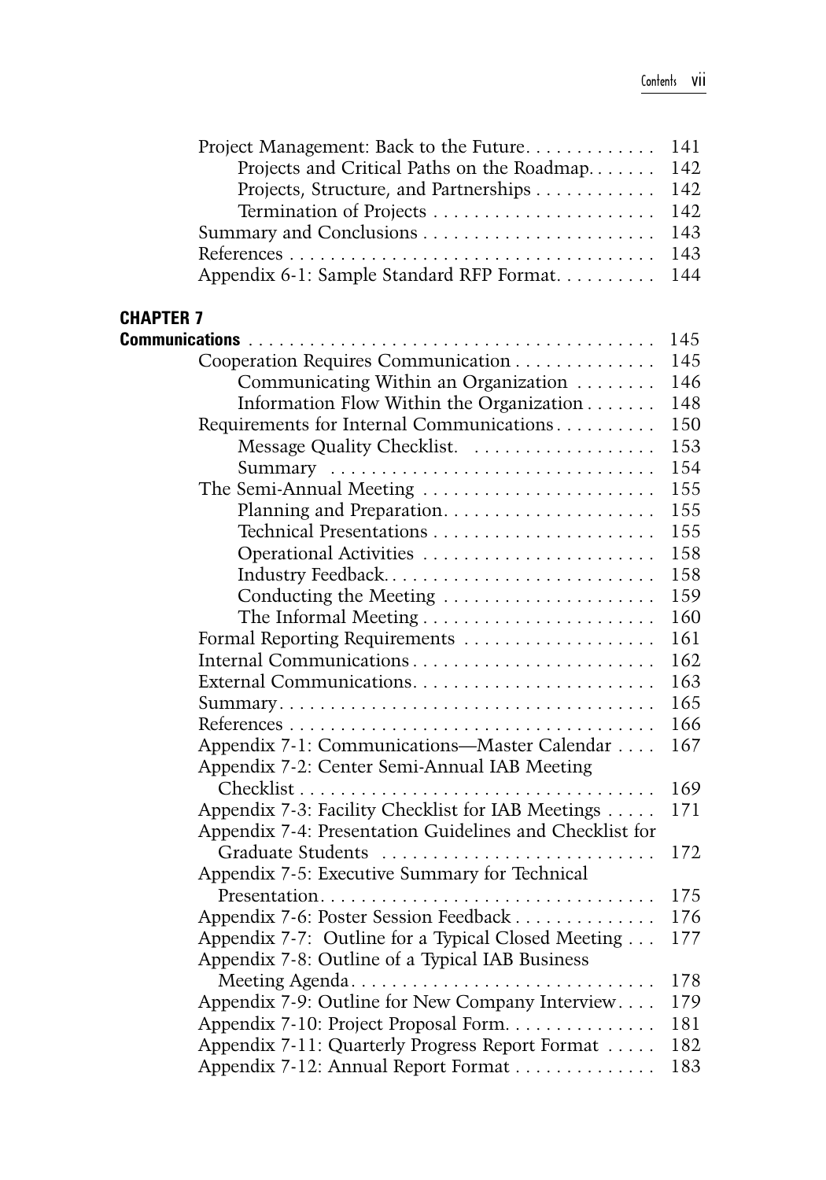Project Management: Back to the Future. . . . . . . . . . . . . 141
- Projects and Critical Paths on the Roadmap. . . . . . . 142
- Projects, Structure, and Partnerships . . . . . . . . . . . . 142
- Termination of Projects . . . . . . . . . . . . . . . . . . . . . . 142

Summary and Conclusions . . . . . . . . . . . . . . . . . . . . . . . 143

References . . . . . . . . . . . . . . . . . . . . . . . . . . . . . . . . . . . . 143

Appendix 6-1: Sample Standard RFP Format. . . . . . . . . . 144

## CHAPTER 7

**Communications** . . . . . . . . . . . . . . . . . . . . . . . . . . . . . . . . . . . . . . . 145

Cooperation Requires Communication . . . . . . . . . . . . . . 145
- Communicating Within an Organization . . . . . . . . 146
- Information Flow Within the Organization . . . . . . . 148

Requirements for Internal Communications. . . . . . . . . . 150
- Message Quality Checklist. . . . . . . . . . . . . . . . . . . 153
- Summary . . . . . . . . . . . . . . . . . . . . . . . . . . . . . . . 154

The Semi-Annual Meeting . . . . . . . . . . . . . . . . . . . . . . . 155
- Planning and Preparation. . . . . . . . . . . . . . . . . . . . . 155
- Technical Presentations . . . . . . . . . . . . . . . . . . . . . . 155
- Operational Activities . . . . . . . . . . . . . . . . . . . . . . . 158
- Industry Feedback. . . . . . . . . . . . . . . . . . . . . . . . . . 158
- Conducting the Meeting . . . . . . . . . . . . . . . . . . . . . 159
- The Informal Meeting . . . . . . . . . . . . . . . . . . . . . . . 160

Formal Reporting Requirements . . . . . . . . . . . . . . . . . . . 161

Internal Communications . . . . . . . . . . . . . . . . . . . . . . . . 162

External Communications. . . . . . . . . . . . . . . . . . . . . . . . 163

Summary. . . . . . . . . . . . . . . . . . . . . . . . . . . . . . . . . . . . . 165

References . . . . . . . . . . . . . . . . . . . . . . . . . . . . . . . . . . . . 166

Appendix 7-1: Communications—Master Calendar . . . . 167

Appendix 7-2: Center Semi-Annual IAB Meeting Checklist . . . . . . . . . . . . . . . . . . . . . . . . . . . . . . . . . . 169

Appendix 7-3: Facility Checklist for IAB Meetings . . . . . 171

Appendix 7-4: Presentation Guidelines and Checklist for Graduate Students . . . . . . . . . . . . . . . . . . . . . . . . . . 172

Appendix 7-5: Executive Summary for Technical Presentation. . . . . . . . . . . . . . . . . . . . . . . . . . . . . . . . 175

Appendix 7-6: Poster Session Feedback . . . . . . . . . . . . . 176

Appendix 7-7: Outline for a Typical Closed Meeting . . . 177

Appendix 7-8: Outline of a Typical IAB Business Meeting Agenda. . . . . . . . . . . . . . . . . . . . . . . . . . . . . . 178

Appendix 7-9: Outline for New Company Interview. . . . 179

Appendix 7-10: Project Proposal Form. . . . . . . . . . . . . . . 181

Appendix 7-11: Quarterly Progress Report Format . . . . . 182

Appendix 7-12: Annual Report Format . . . . . . . . . . . . . . 183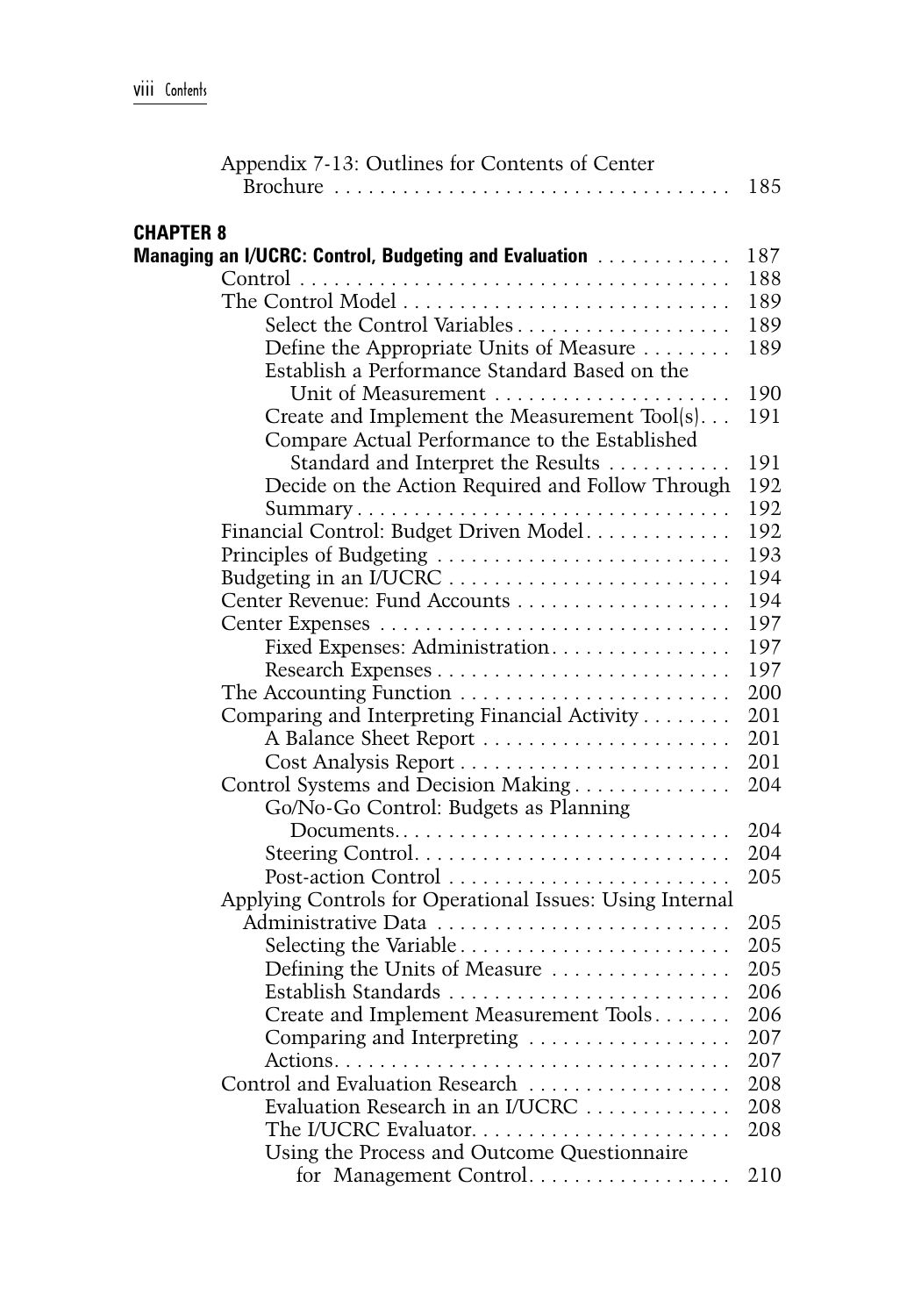Appendix 7-13: Outlines for Contents of Center Brochure . . . . . 185

**CHAPTER 8**

**Managing an I/UCRC: Control, Budgeting and Evaluation** . . . . . 187

- Control . . . . . 188
- The Control Model . . . . . 189
  - Select the Control Variables . . . . . 189
  - Define the Appropriate Units of Measure . . . . . 189
  - Establish a Performance Standard Based on the Unit of Measurement . . . . . 190
  - Create and Implement the Measurement Tool(s) . . . . . 191
  - Compare Actual Performance to the Established Standard and Interpret the Results . . . . . 191
  - Decide on the Action Required and Follow Through . . . . . 192
  - Summary . . . . . 192
- Financial Control: Budget Driven Model . . . . . 192
- Principles of Budgeting . . . . . 193
- Budgeting in an I/UCRC . . . . . 194
- Center Revenue: Fund Accounts . . . . . 194
- Center Expenses . . . . . 197
  - Fixed Expenses: Administration . . . . . 197
  - Research Expenses . . . . . 197
- The Accounting Function . . . . . 200
- Comparing and Interpreting Financial Activity . . . . . 201
  - A Balance Sheet Report . . . . . 201
  - Cost Analysis Report . . . . . 201
- Control Systems and Decision Making . . . . . 204
  - Go/No-Go Control: Budgets as Planning Documents . . . . . 204
  - Steering Control . . . . . 204
  - Post-action Control . . . . . 205
- Applying Controls for Operational Issues: Using Internal Administrative Data . . . . . 205
  - Selecting the Variable . . . . . 205
  - Defining the Units of Measure . . . . . 205
  - Establish Standards . . . . . 206
  - Create and Implement Measurement Tools . . . . . 206
  - Comparing and Interpreting . . . . . 207
  - Actions . . . . . 207
- Control and Evaluation Research . . . . . 208
  - Evaluation Research in an I/UCRC . . . . . 208
  - The I/UCRC Evaluator . . . . . 208
  - Using the Process and Outcome Questionnaire for Management Control . . . . . 210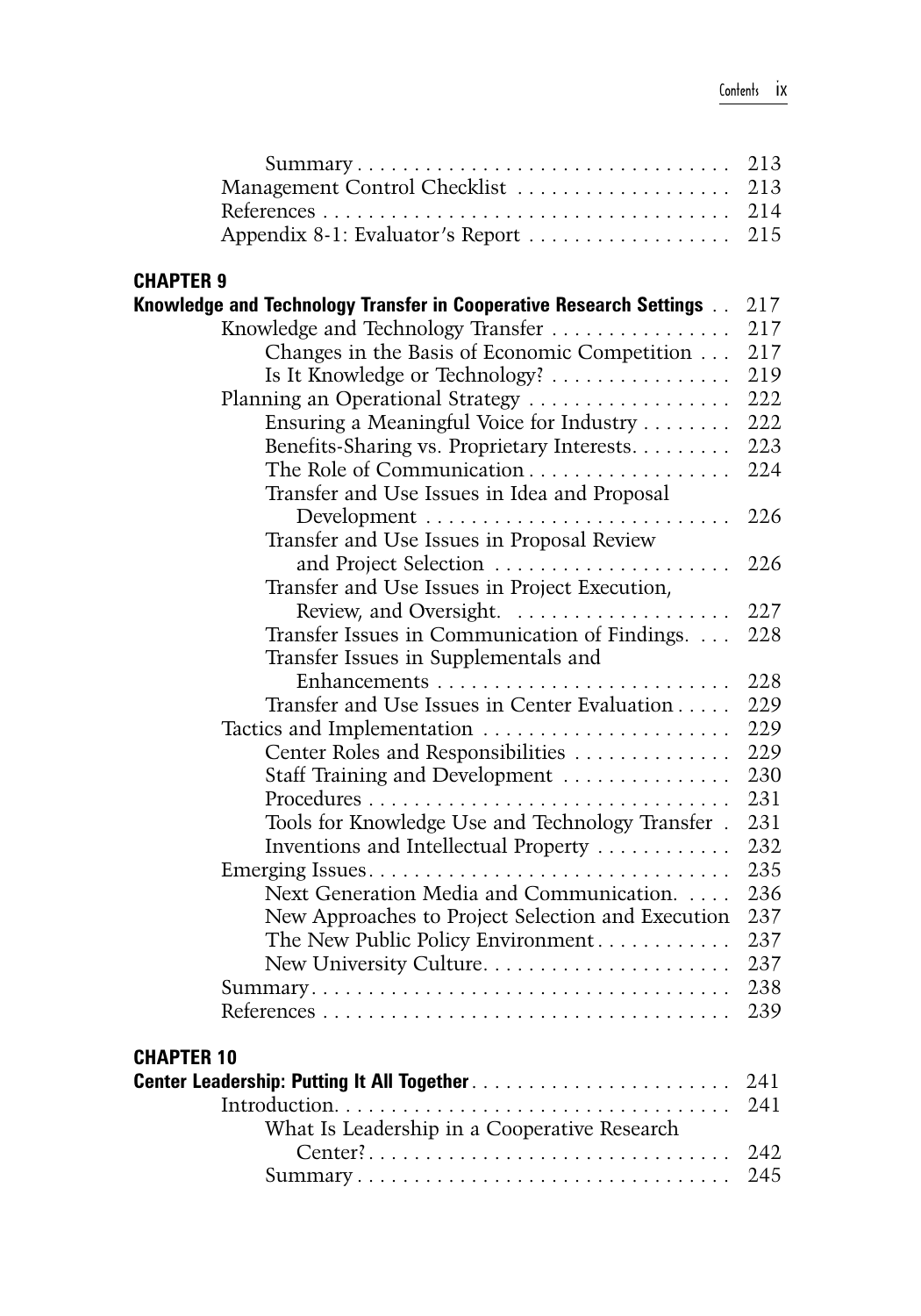Summary . . . . . . . . . . . . . . . . . . . . . . . . . . . . . . . . 213
Management Control Checklist . . . . . . . . . . . . . . . . . . 213
References . . . . . . . . . . . . . . . . . . . . . . . . . . . . . . . . . . 214
Appendix 8-1: Evaluator's Report . . . . . . . . . . . . . . . . . 215

**CHAPTER 9**

**Knowledge and Technology Transfer in Cooperative Research Settings** . . 217

- Knowledge and Technology Transfer . . . . . . . . . . . . . . . 217
  - Changes in the Basis of Economic Competition . . . 217
  - Is It Knowledge or Technology? . . . . . . . . . . . . . . . 219
- Planning an Operational Strategy . . . . . . . . . . . . . . . . . 222
  - Ensuring a Meaningful Voice for Industry . . . . . . . . 222
  - Benefits-Sharing vs. Proprietary Interests. . . . . . . . . 223
  - The Role of Communication . . . . . . . . . . . . . . . . . 224
  - Transfer and Use Issues in Idea and Proposal Development . . . . . . . . . . . . . . . . . . . . . . . . . . 226
  - Transfer and Use Issues in Proposal Review and Project Selection . . . . . . . . . . . . . . . . . . . . 226
  - Transfer and Use Issues in Project Execution, Review, and Oversight. . . . . . . . . . . . . . . . . . . 227
  - Transfer Issues in Communication of Findings. . . . 228
  - Transfer Issues in Supplementals and Enhancements . . . . . . . . . . . . . . . . . . . . . . . . . 228
  - Transfer and Use Issues in Center Evaluation . . . . . 229
- Tactics and Implementation . . . . . . . . . . . . . . . . . . . . . 229
  - Center Roles and Responsibilities . . . . . . . . . . . . . . 229
  - Staff Training and Development . . . . . . . . . . . . . . . 230
  - Procedures . . . . . . . . . . . . . . . . . . . . . . . . . . . . . . . 231
  - Tools for Knowledge Use and Technology Transfer . 231
  - Inventions and Intellectual Property . . . . . . . . . . . . 232
- Emerging Issues. . . . . . . . . . . . . . . . . . . . . . . . . . . . . . . 235
  - Next Generation Media and Communication. . . . . 236
  - New Approaches to Project Selection and Execution 237
  - The New Public Policy Environment . . . . . . . . . . . . 237
  - New University Culture. . . . . . . . . . . . . . . . . . . . . 237
- Summary. . . . . . . . . . . . . . . . . . . . . . . . . . . . . . . . . . . . 238
- References . . . . . . . . . . . . . . . . . . . . . . . . . . . . . . . . . . 239

**CHAPTER 10**

**Center Leadership: Putting It All Together**. . . . . . . . . . . . . . . . . . . . . . . 241

- Introduction. . . . . . . . . . . . . . . . . . . . . . . . . . . . . . . . . . 241
  - What Is Leadership in a Cooperative Research Center?. . . . . . . . . . . . . . . . . . . . . . . . . . . . . . . 242
  - Summary . . . . . . . . . . . . . . . . . . . . . . . . . . . . . . . . . 245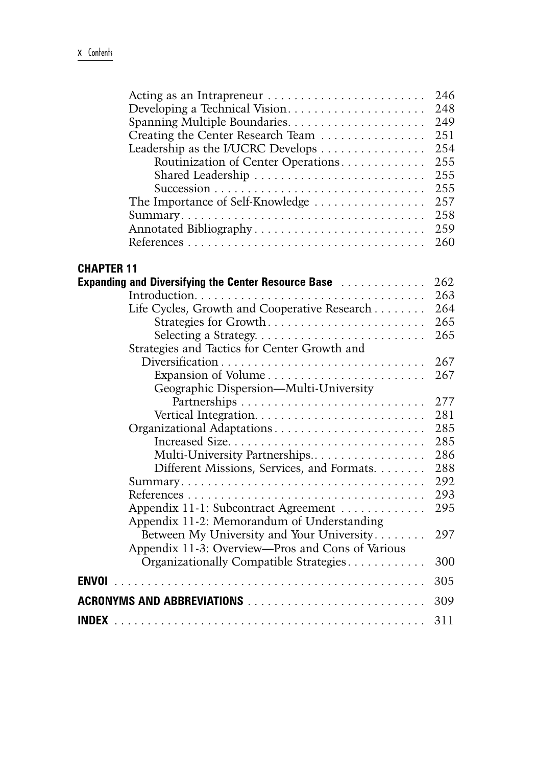Acting as an Intrapreneur . . . . . . . . . . . . . . . . . . . . . . . . 246
Developing a Technical Vision. . . . . . . . . . . . . . . . . . . . . 248
Spanning Multiple Boundaries. . . . . . . . . . . . . . . . . . . . . 249
Creating the Center Research Team . . . . . . . . . . . . . . . . 251
Leadership as the I/UCRC Develops . . . . . . . . . . . . . . . . 254
    Routinization of Center Operations. . . . . . . . . . . . . 255
    Shared Leadership . . . . . . . . . . . . . . . . . . . . . . . . . . 255
    Succession . . . . . . . . . . . . . . . . . . . . . . . . . . . . . . . . 255
The Importance of Self-Knowledge . . . . . . . . . . . . . . . . . 257
Summary. . . . . . . . . . . . . . . . . . . . . . . . . . . . . . . . . . . . . 258
Annotated Bibliography. . . . . . . . . . . . . . . . . . . . . . . . . . 259
References . . . . . . . . . . . . . . . . . . . . . . . . . . . . . . . . . . . 260

**CHAPTER 11**
**Expanding and Diversifying the Center Resource Base** . . . . . . . . . . . . . 262
Introduction. . . . . . . . . . . . . . . . . . . . . . . . . . . . . . . . . . 263
Life Cycles, Growth and Cooperative Research . . . . . . . . 264
    Strategies for Growth. . . . . . . . . . . . . . . . . . . . . . . . 265
    Selecting a Strategy. . . . . . . . . . . . . . . . . . . . . . . . . . 265
Strategies and Tactics for Center Growth and Diversification . . . . . . . . . . . . . . . . . . . . . . . . . . . . . . . 267
    Expansion of Volume . . . . . . . . . . . . . . . . . . . . . . . . 267
    Geographic Dispersion—Multi-University Partnerships . . . . . . . . . . . . . . . . . . . . . . . . . . . . 277
    Vertical Integration. . . . . . . . . . . . . . . . . . . . . . . . . . 281
Organizational Adaptations . . . . . . . . . . . . . . . . . . . . . . . 285
    Increased Size. . . . . . . . . . . . . . . . . . . . . . . . . . . . . . 285
    Multi-University Partnerships.. . . . . . . . . . . . . . . . . 286
    Different Missions, Services, and Formats. . . . . . . . 288
Summary. . . . . . . . . . . . . . . . . . . . . . . . . . . . . . . . . . . . . 292
References . . . . . . . . . . . . . . . . . . . . . . . . . . . . . . . . . . . 293
Appendix 11-1: Subcontract Agreement . . . . . . . . . . . . . 295
Appendix 11-2: Memorandum of Understanding Between My University and Your University. . . . . . . . 297
Appendix 11-3: Overview—Pros and Cons of Various Organizationally Compatible Strategies. . . . . . . . . . . . 300

**ENVOI** . . . . . . . . . . . . . . . . . . . . . . . . . . . . . . . . . . . . . . . . . . . . . . 305

**ACRONYMS AND ABBREVIATIONS** . . . . . . . . . . . . . . . . . . . . . . . . . . . 309

**INDEX** . . . . . . . . . . . . . . . . . . . . . . . . . . . . . . . . . . . . . . . . . . . . . . 311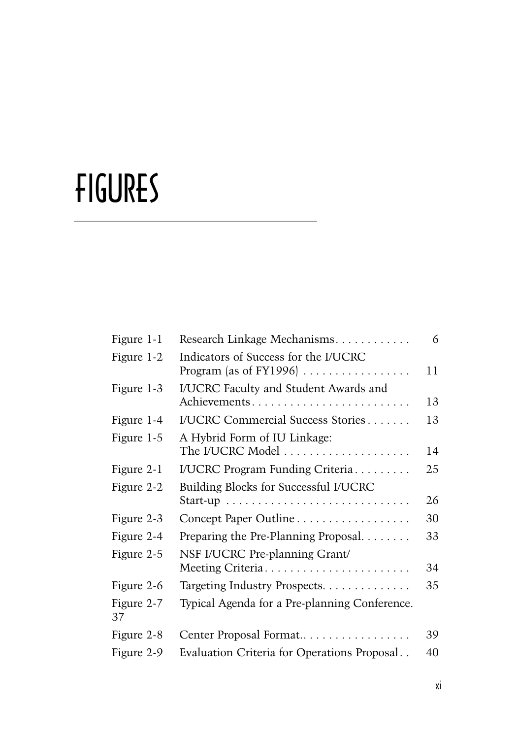# FIGURES

| | | |
|---|---|---|
| Figure 1-1 | Research Linkage Mechanisms | 6 |
| Figure 1-2 | Indicators of Success for the I/UCRC Program (as of FY1996) | 11 |
| Figure 1-3 | I/UCRC Faculty and Student Awards and Achievements | 13 |
| Figure 1-4 | I/UCRC Commercial Success Stories | 13 |
| Figure 1-5 | A Hybrid Form of IU Linkage: The I/UCRC Model | 14 |
| Figure 2-1 | I/UCRC Program Funding Criteria | 25 |
| Figure 2-2 | Building Blocks for Successful I/UCRC Start-up | 26 |
| Figure 2-3 | Concept Paper Outline | 30 |
| Figure 2-4 | Preparing the Pre-Planning Proposal | 33 |
| Figure 2-5 | NSF I/UCRC Pre-planning Grant/ Meeting Criteria | 34 |
| Figure 2-6 | Targeting Industry Prospects | 35 |
| Figure 2-7 | Typical Agenda for a Pre-planning Conference. | 37 |
| Figure 2-8 | Center Proposal Format. | 39 |
| Figure 2-9 | Evaluation Criteria for Operations Proposal | 40 |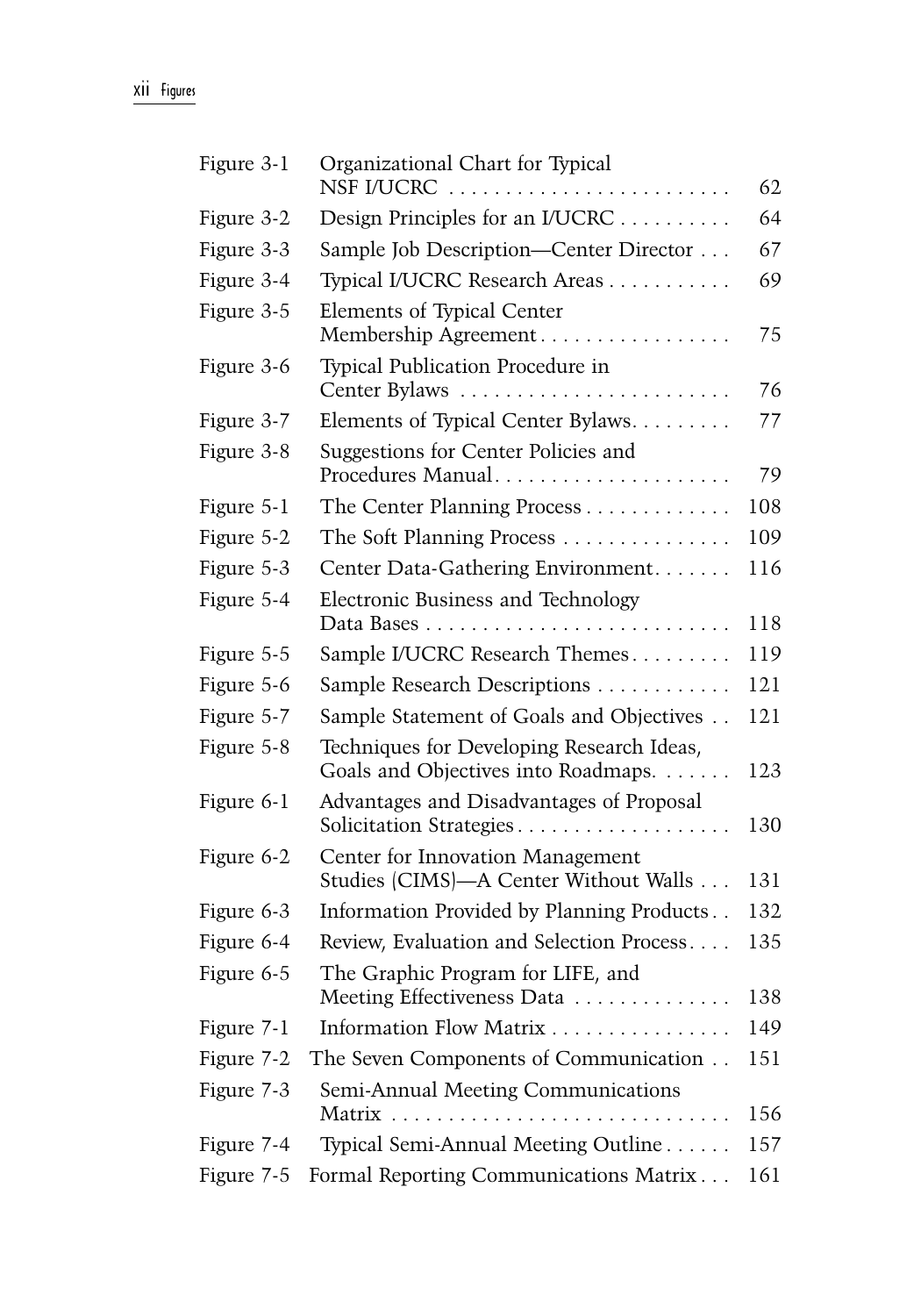| | | |
|---|---|---|
| Figure 3-1 | Organizational Chart for Typical NSF I/UCRC | 62 |
| Figure 3-2 | Design Principles for an I/UCRC | 64 |
| Figure 3-3 | Sample Job Description—Center Director | 67 |
| Figure 3-4 | Typical I/UCRC Research Areas | 69 |
| Figure 3-5 | Elements of Typical Center Membership Agreement | 75 |
| Figure 3-6 | Typical Publication Procedure in Center Bylaws | 76 |
| Figure 3-7 | Elements of Typical Center Bylaws | 77 |
| Figure 3-8 | Suggestions for Center Policies and Procedures Manual | 79 |
| Figure 5-1 | The Center Planning Process | 108 |
| Figure 5-2 | The Soft Planning Process | 109 |
| Figure 5-3 | Center Data-Gathering Environment | 116 |
| Figure 5-4 | Electronic Business and Technology Data Bases | 118 |
| Figure 5-5 | Sample I/UCRC Research Themes | 119 |
| Figure 5-6 | Sample Research Descriptions | 121 |
| Figure 5-7 | Sample Statement of Goals and Objectives | 121 |
| Figure 5-8 | Techniques for Developing Research Ideas, Goals and Objectives into Roadmaps. | 123 |
| Figure 6-1 | Advantages and Disadvantages of Proposal Solicitation Strategies | 130 |
| Figure 6-2 | Center for Innovation Management Studies (CIMS)—A Center Without Walls | 131 |
| Figure 6-3 | Information Provided by Planning Products | 132 |
| Figure 6-4 | Review, Evaluation and Selection Process | 135 |
| Figure 6-5 | The Graphic Program for LIFE, and Meeting Effectiveness Data | 138 |
| Figure 7-1 | Information Flow Matrix | 149 |
| Figure 7-2 | The Seven Components of Communication | 151 |
| Figure 7-3 | Semi-Annual Meeting Communications Matrix | 156 |
| Figure 7-4 | Typical Semi-Annual Meeting Outline | 157 |
| Figure 7-5 | Formal Reporting Communications Matrix | 161 |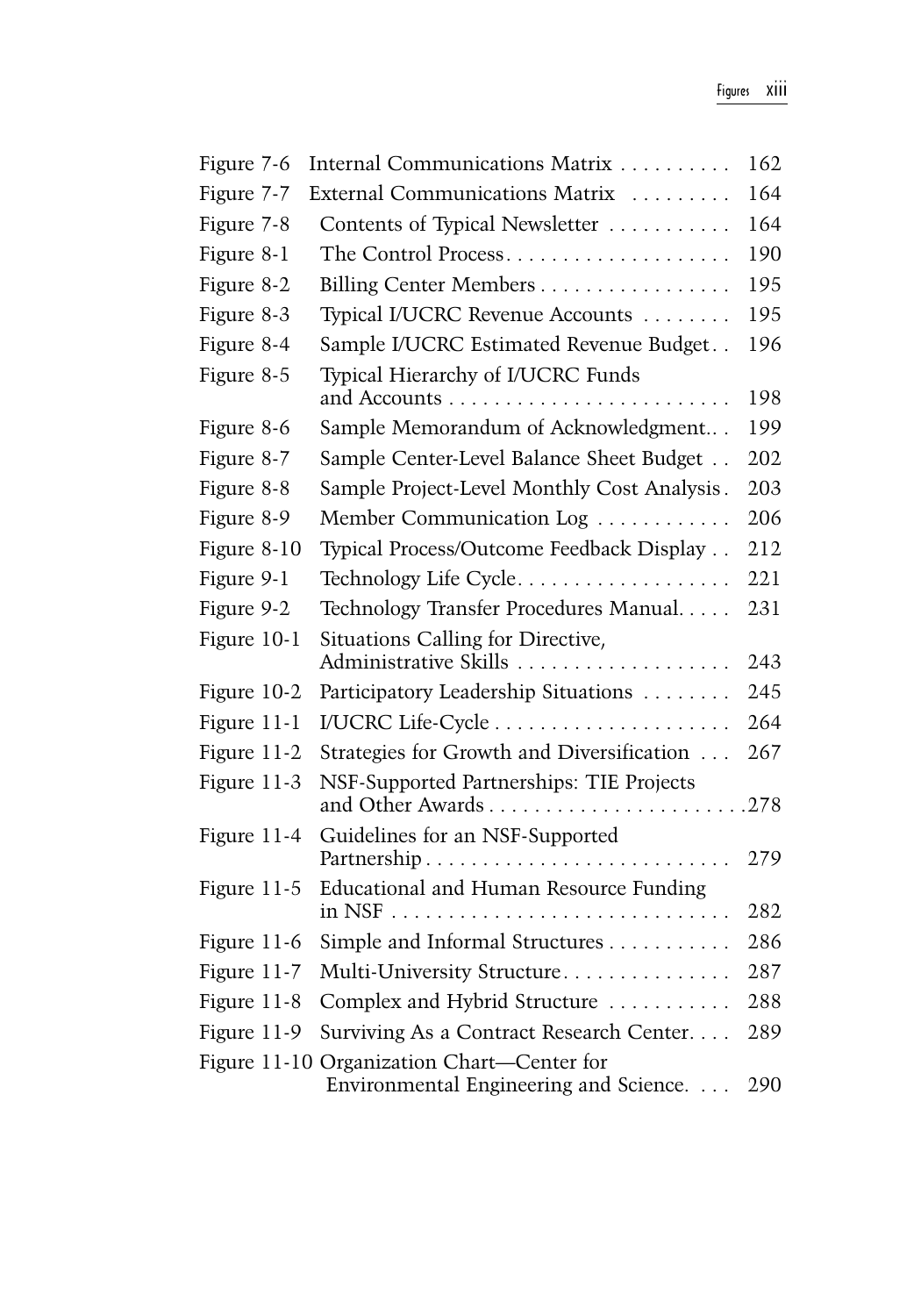| | | |
|---|---|---|
| Figure 7-6 | Internal Communications Matrix | 162 |
| Figure 7-7 | External Communications Matrix | 164 |
| Figure 7-8 | Contents of Typical Newsletter | 164 |
| Figure 8-1 | The Control Process | 190 |
| Figure 8-2 | Billing Center Members | 195 |
| Figure 8-3 | Typical I/UCRC Revenue Accounts | 195 |
| Figure 8-4 | Sample I/UCRC Estimated Revenue Budget | 196 |
| Figure 8-5 | Typical Hierarchy of I/UCRC Funds and Accounts | 198 |
| Figure 8-6 | Sample Memorandum of Acknowledgment | 199 |
| Figure 8-7 | Sample Center-Level Balance Sheet Budget | 202 |
| Figure 8-8 | Sample Project-Level Monthly Cost Analysis | 203 |
| Figure 8-9 | Member Communication Log | 206 |
| Figure 8-10 | Typical Process/Outcome Feedback Display | 212 |
| Figure 9-1 | Technology Life Cycle | 221 |
| Figure 9-2 | Technology Transfer Procedures Manual | 231 |
| Figure 10-1 | Situations Calling for Directive, Administrative Skills | 243 |
| Figure 10-2 | Participatory Leadership Situations | 245 |
| Figure 11-1 | I/UCRC Life-Cycle | 264 |
| Figure 11-2 | Strategies for Growth and Diversification | 267 |
| Figure 11-3 | NSF-Supported Partnerships: TIE Projects and Other Awards | 278 |
| Figure 11-4 | Guidelines for an NSF-Supported Partnership | 279 |
| Figure 11-5 | Educational and Human Resource Funding in NSF | 282 |
| Figure 11-6 | Simple and Informal Structures | 286 |
| Figure 11-7 | Multi-University Structure | 287 |
| Figure 11-8 | Complex and Hybrid Structure | 288 |
| Figure 11-9 | Surviving As a Contract Research Center | 289 |
| Figure 11-10 | Organization Chart—Center for Environmental Engineering and Science | 290 |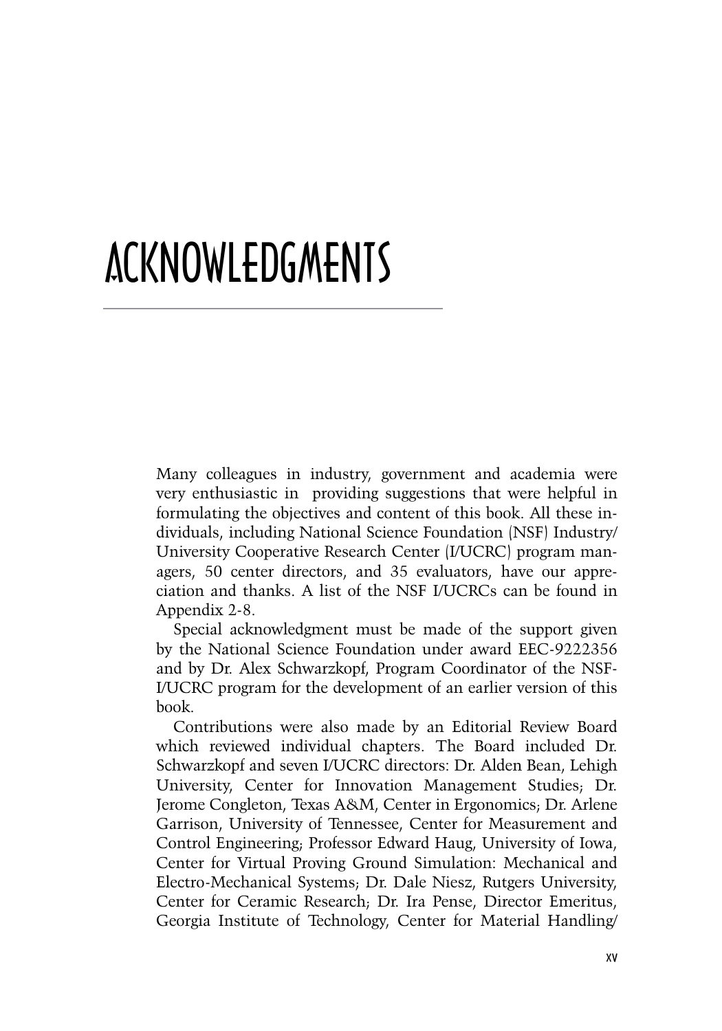# ACKNOWLEDGMENTS

Many colleagues in industry, government and academia were very enthusiastic in providing suggestions that were helpful in formulating the objectives and content of this book. All these individuals, including National Science Foundation (NSF) Industry/University Cooperative Research Center (I/UCRC) program managers, 50 center directors, and 35 evaluators, have our appreciation and thanks. A list of the NSF I/UCRCs can be found in Appendix 2-8.

Special acknowledgment must be made of the support given by the National Science Foundation under award EEC-9222356 and by Dr. Alex Schwarzkopf, Program Coordinator of the NSF-I/UCRC program for the development of an earlier version of this book.

Contributions were also made by an Editorial Review Board which reviewed individual chapters. The Board included Dr. Schwarzkopf and seven I/UCRC directors: Dr. Alden Bean, Lehigh University, Center for Innovation Management Studies; Dr. Jerome Congleton, Texas A&M, Center in Ergonomics; Dr. Arlene Garrison, University of Tennessee, Center for Measurement and Control Engineering; Professor Edward Haug, University of Iowa, Center for Virtual Proving Ground Simulation: Mechanical and Electro-Mechanical Systems; Dr. Dale Niesz, Rutgers University, Center for Ceramic Research; Dr. Ira Pense, Director Emeritus, Georgia Institute of Technology, Center for Material Handling/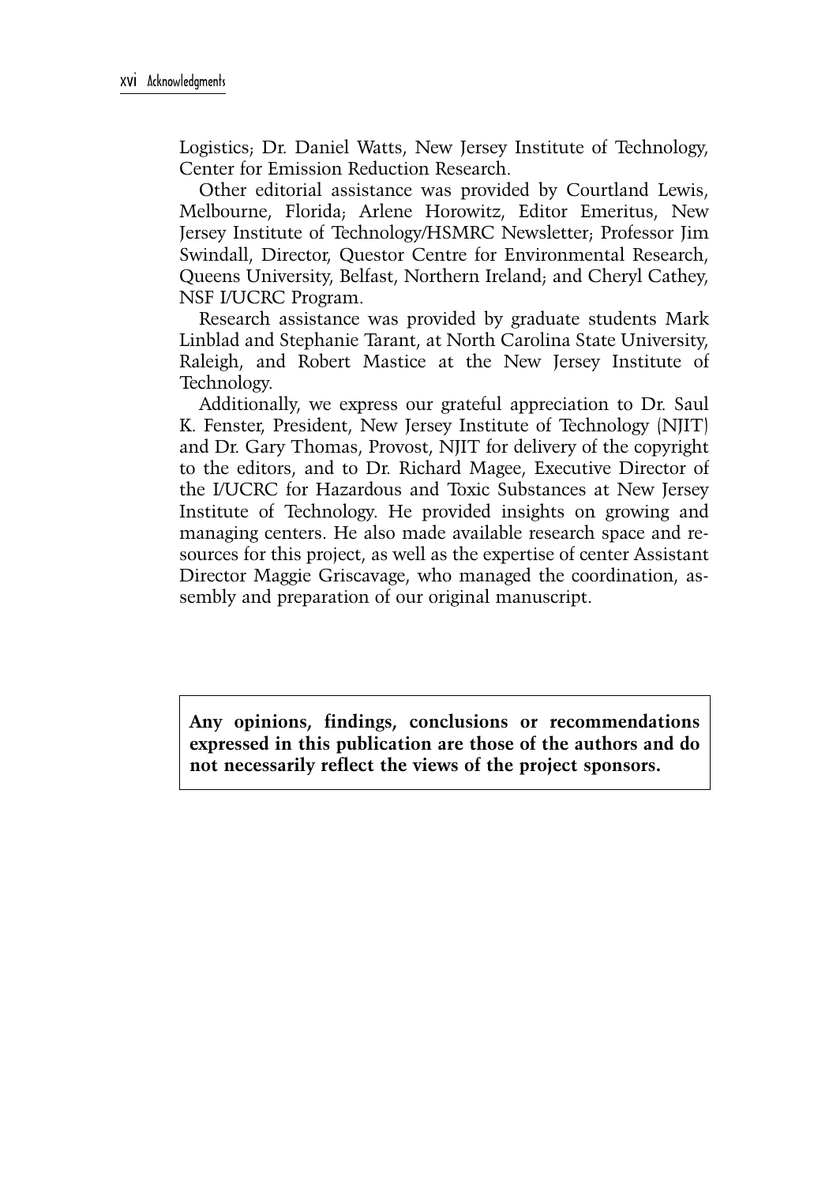Logistics; Dr. Daniel Watts, New Jersey Institute of Technology, Center for Emission Reduction Research.

Other editorial assistance was provided by Courtland Lewis, Melbourne, Florida; Arlene Horowitz, Editor Emeritus, New Jersey Institute of Technology/HSMRC Newsletter; Professor Jim Swindall, Director, Questor Centre for Environmental Research, Queens University, Belfast, Northern Ireland; and Cheryl Cathey, NSF I/UCRC Program.

Research assistance was provided by graduate students Mark Linblad and Stephanie Tarant, at North Carolina State University, Raleigh, and Robert Mastice at the New Jersey Institute of Technology.

Additionally, we express our grateful appreciation to Dr. Saul K. Fenster, President, New Jersey Institute of Technology (NJIT) and Dr. Gary Thomas, Provost, NJIT for delivery of the copyright to the editors, and to Dr. Richard Magee, Executive Director of the I/UCRC for Hazardous and Toxic Substances at New Jersey Institute of Technology. He provided insights on growing and managing centers. He also made available research space and resources for this project, as well as the expertise of center Assistant Director Maggie Griscavage, who managed the coordination, assembly and preparation of our original manuscript.

**Any opinions, findings, conclusions or recommendations expressed in this publication are those of the authors and do not necessarily reflect the views of the project sponsors.**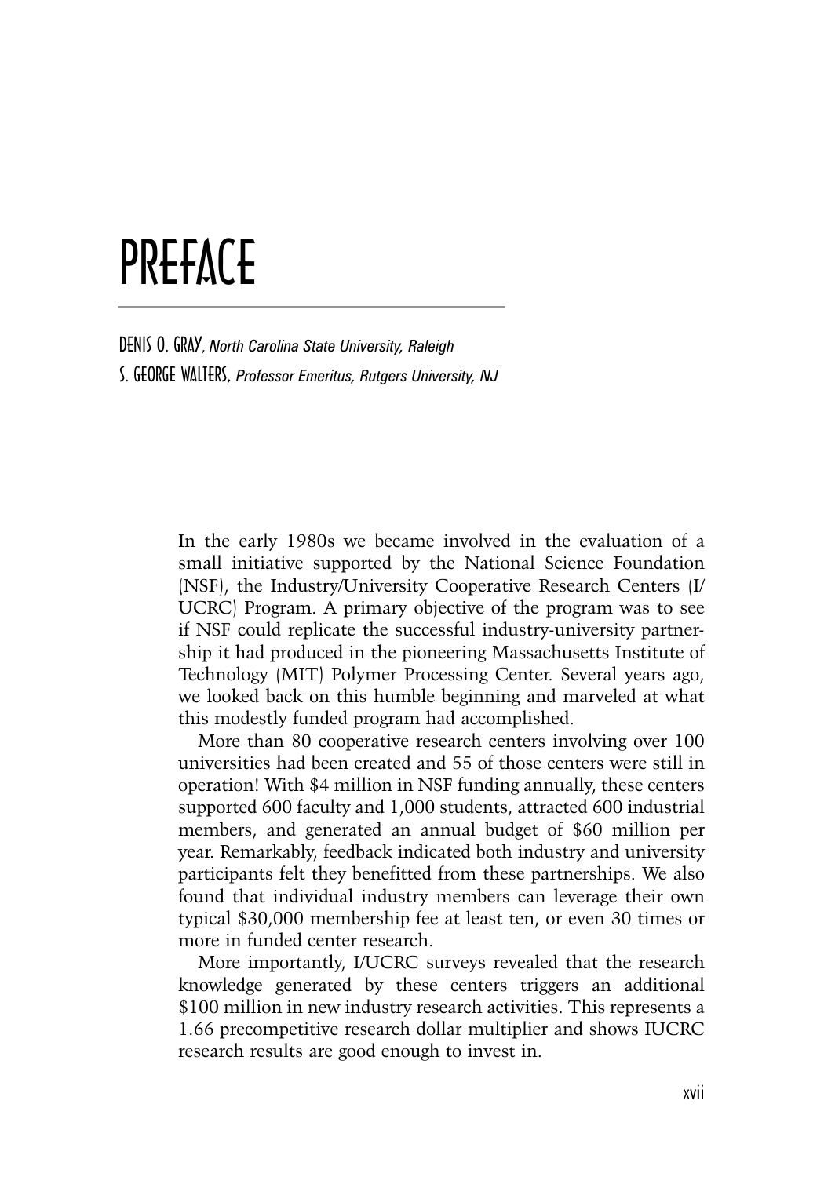# PREFACE

DENIS O. GRAY, *North Carolina State University, Raleigh*

S. GEORGE WALTERS, *Professor Emeritus, Rutgers University, NJ*

In the early 1980s we became involved in the evaluation of a small initiative supported by the National Science Foundation (NSF), the Industry/University Cooperative Research Centers (I/UCRC) Program. A primary objective of the program was to see if NSF could replicate the successful industry-university partnership it had produced in the pioneering Massachusetts Institute of Technology (MIT) Polymer Processing Center. Several years ago, we looked back on this humble beginning and marveled at what this modestly funded program had accomplished.

More than 80 cooperative research centers involving over 100 universities had been created and 55 of those centers were still in operation! With $4 million in NSF funding annually, these centers supported 600 faculty and 1,000 students, attracted 600 industrial members, and generated an annual budget of $60 million per year. Remarkably, feedback indicated both industry and university participants felt they benefitted from these partnerships. We also found that individual industry members can leverage their own typical $30,000 membership fee at least ten, or even 30 times or more in funded center research.

More importantly, I/UCRC surveys revealed that the research knowledge generated by these centers triggers an additional $100 million in new industry research activities. This represents a 1.66 precompetitive research dollar multiplier and shows IUCRC research results are good enough to invest in.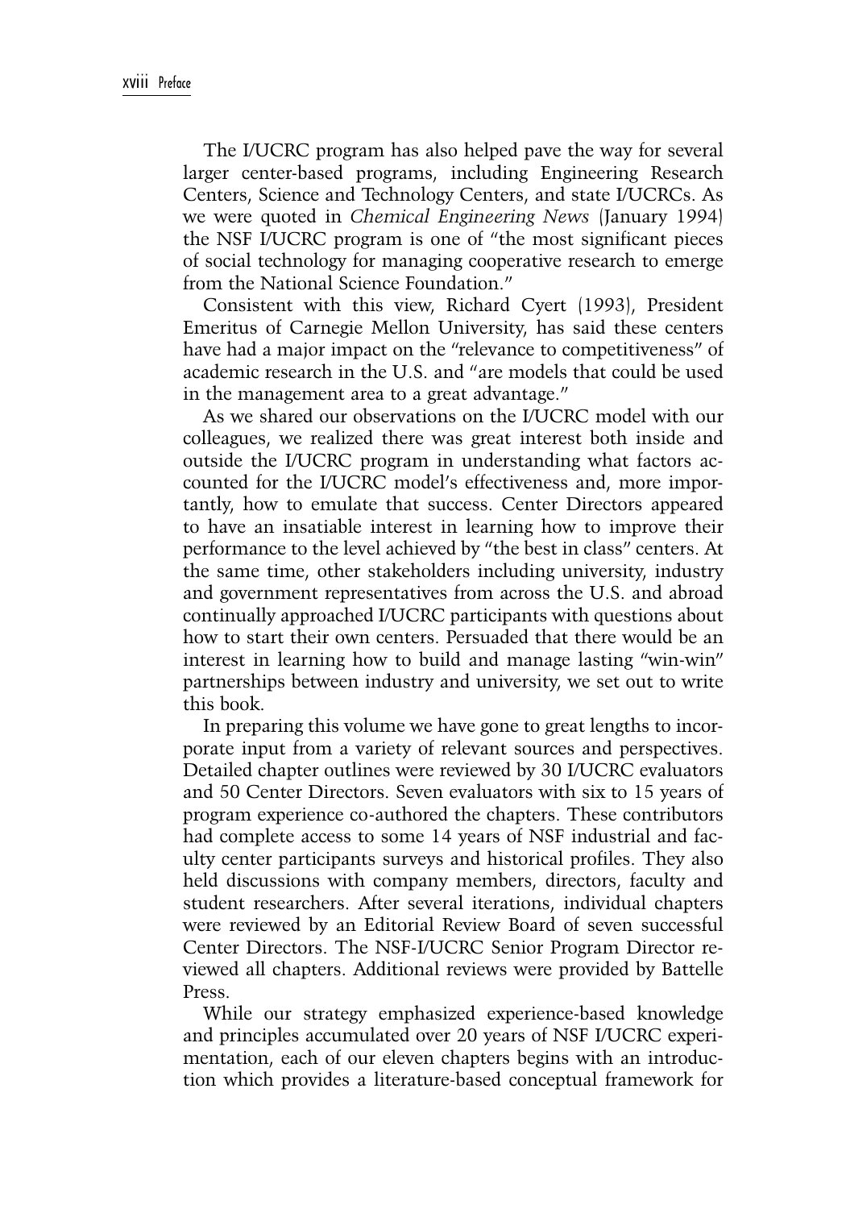The I/UCRC program has also helped pave the way for several larger center-based programs, including Engineering Research Centers, Science and Technology Centers, and state I/UCRCs. As we were quoted in *Chemical Engineering News* (January 1994) the NSF I/UCRC program is one of "the most significant pieces of social technology for managing cooperative research to emerge from the National Science Foundation."

Consistent with this view, Richard Cyert (1993), President Emeritus of Carnegie Mellon University, has said these centers have had a major impact on the "relevance to competitiveness" of academic research in the U.S. and "are models that could be used in the management area to a great advantage."

As we shared our observations on the I/UCRC model with our colleagues, we realized there was great interest both inside and outside the I/UCRC program in understanding what factors accounted for the I/UCRC model's effectiveness and, more importantly, how to emulate that success. Center Directors appeared to have an insatiable interest in learning how to improve their performance to the level achieved by "the best in class" centers. At the same time, other stakeholders including university, industry and government representatives from across the U.S. and abroad continually approached I/UCRC participants with questions about how to start their own centers. Persuaded that there would be an interest in learning how to build and manage lasting "win-win" partnerships between industry and university, we set out to write this book.

In preparing this volume we have gone to great lengths to incorporate input from a variety of relevant sources and perspectives. Detailed chapter outlines were reviewed by 30 I/UCRC evaluators and 50 Center Directors. Seven evaluators with six to 15 years of program experience co-authored the chapters. These contributors had complete access to some 14 years of NSF industrial and faculty center participants surveys and historical profiles. They also held discussions with company members, directors, faculty and student researchers. After several iterations, individual chapters were reviewed by an Editorial Review Board of seven successful Center Directors. The NSF-I/UCRC Senior Program Director reviewed all chapters. Additional reviews were provided by Battelle Press.

While our strategy emphasized experience-based knowledge and principles accumulated over 20 years of NSF I/UCRC experimentation, each of our eleven chapters begins with an introduction which provides a literature-based conceptual framework for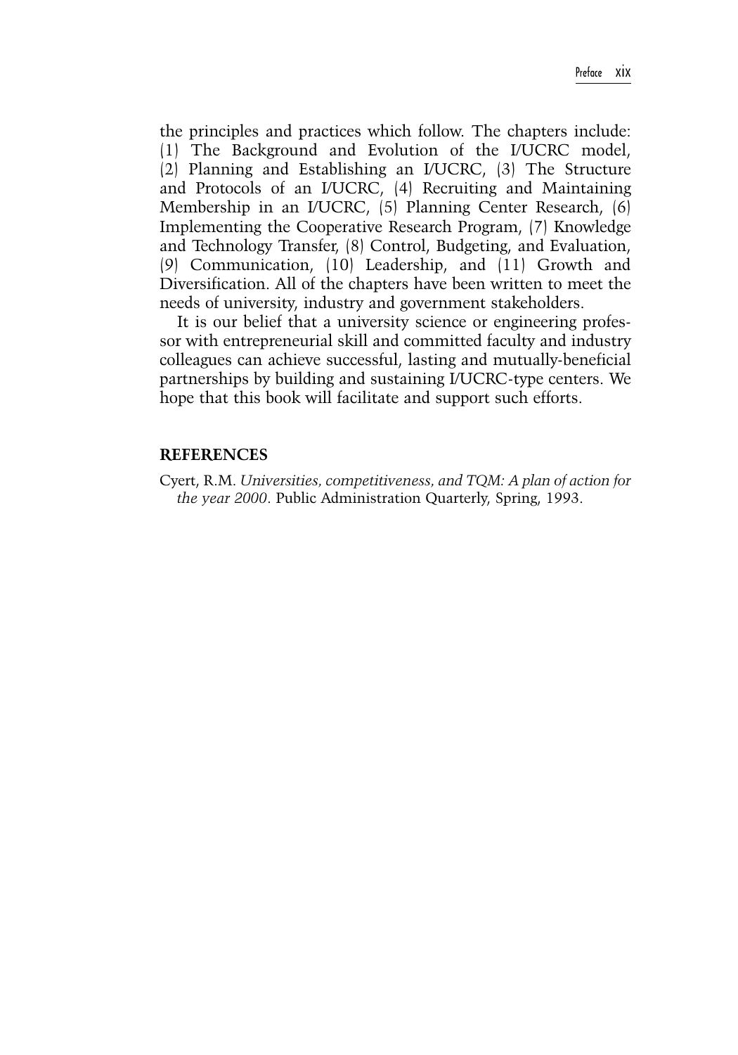the principles and practices which follow. The chapters include: (1) The Background and Evolution of the I/UCRC model, (2) Planning and Establishing an I/UCRC, (3) The Structure and Protocols of an I/UCRC, (4) Recruiting and Maintaining Membership in an I/UCRC, (5) Planning Center Research, (6) Implementing the Cooperative Research Program, (7) Knowledge and Technology Transfer, (8) Control, Budgeting, and Evaluation, (9) Communication, (10) Leadership, and (11) Growth and Diversification. All of the chapters have been written to meet the needs of university, industry and government stakeholders.

It is our belief that a university science or engineering professor with entrepreneurial skill and committed faculty and industry colleagues can achieve successful, lasting and mutually-beneficial partnerships by building and sustaining I/UCRC-type centers. We hope that this book will facilitate and support such efforts.

## REFERENCES

Cyert, R.M. *Universities, competitiveness, and TQM: A plan of action for the year 2000*. Public Administration Quarterly, Spring, 1993.